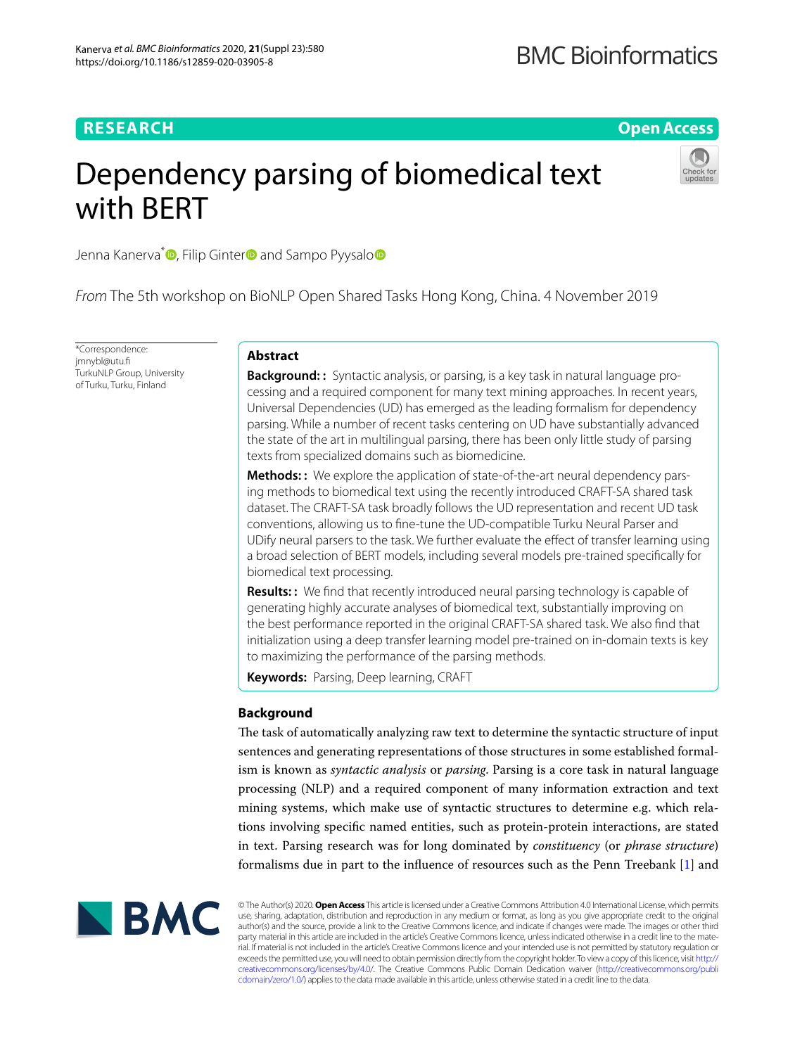**RESEARCH** **Open Access**

# Dependency parsing of biomedical text with BERT

Jenna Kanerva*, Filip Ginter and Sampo Pyysalo

*From* The 5th workshop on BioNLP Open Shared Tasks Hong Kong, China. 4 November 2019

*Correspondence: jmnybl@utu.fi
TurkuNLP Group, University of Turku, Turku, Finland

## Abstract

**Background::** Syntactic analysis, or parsing, is a key task in natural language processing and a required component for many text mining approaches. In recent years, Universal Dependencies (UD) has emerged as the leading formalism for dependency parsing. While a number of recent tasks centering on UD have substantially advanced the state of the art in multilingual parsing, there has been only little study of parsing texts from specialized domains such as biomedicine.

**Methods::** We explore the application of state-of-the-art neural dependency parsing methods to biomedical text using the recently introduced CRAFT-SA shared task dataset. The CRAFT-SA task broadly follows the UD representation and recent UD task conventions, allowing us to fine-tune the UD-compatible Turku Neural Parser and UDify neural parsers to the task. We further evaluate the effect of transfer learning using a broad selection of BERT models, including several models pre-trained specifically for biomedical text processing.

**Results::** We find that recently introduced neural parsing technology is capable of generating highly accurate analyses of biomedical text, substantially improving on the best performance reported in the original CRAFT-SA shared task. We also find that initialization using a deep transfer learning model pre-trained on in-domain texts is key to maximizing the performance of the parsing methods.

**Keywords:** Parsing, Deep learning, CRAFT

## Background

The task of automatically analyzing raw text to determine the syntactic structure of input sentences and generating representations of those structures in some established formalism is known as *syntactic analysis* or *parsing*. Parsing is a core task in natural language processing (NLP) and a required component of many information extraction and text mining systems, which make use of syntactic structures to determine e.g. which relations involving specific named entities, such as protein-protein interactions, are stated in text. Parsing research was for long dominated by *constituency* (or *phrase structure*) formalisms due in part to the influence of resources such as the Penn Treebank [1] and

© The Author(s) 2020. **Open Access** This article is licensed under a Creative Commons Attribution 4.0 International License, which permits use, sharing, adaptation, distribution and reproduction in any medium or format, as long as you give appropriate credit to the original author(s) and the source, provide a link to the Creative Commons licence, and indicate if changes were made. The images or other third party material in this article are included in the article's Creative Commons licence, unless indicated otherwise in a credit line to the material. If material is not included in the article's Creative Commons licence and your intended use is not permitted by statutory regulation or exceeds the permitted use, you will need to obtain permission directly from the copyright holder. To view a copy of this licence, visit http://creativecommons.org/licenses/by/4.0/. The Creative Commons Public Domain Dedication waiver (http://creativecommons.org/publicdomain/zero/1.0/) applies to the data made available in this article, unless otherwise stated in a credit line to the data.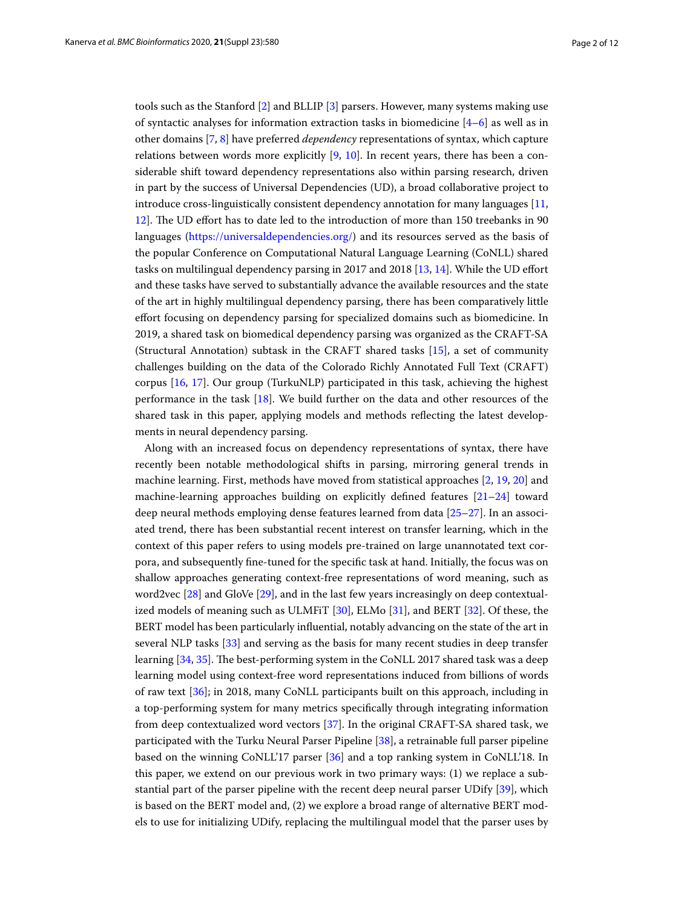tools such as the Stanford [2] and BLLIP [3] parsers. However, many systems making use of syntactic analyses for information extraction tasks in biomedicine [4–6] as well as in other domains [7, 8] have preferred *dependency* representations of syntax, which capture relations between words more explicitly [9, 10]. In recent years, there has been a considerable shift toward dependency representations also within parsing research, driven in part by the success of Universal Dependencies (UD), a broad collaborative project to introduce cross-linguistically consistent dependency annotation for many languages [11, 12]. The UD effort has to date led to the introduction of more than 150 treebanks in 90 languages (https://universaldependencies.org/) and its resources served as the basis of the popular Conference on Computational Natural Language Learning (CoNLL) shared tasks on multilingual dependency parsing in 2017 and 2018 [13, 14]. While the UD effort and these tasks have served to substantially advance the available resources and the state of the art in highly multilingual dependency parsing, there has been comparatively little effort focusing on dependency parsing for specialized domains such as biomedicine. In 2019, a shared task on biomedical dependency parsing was organized as the CRAFT-SA (Structural Annotation) subtask in the CRAFT shared tasks [15], a set of community challenges building on the data of the Colorado Richly Annotated Full Text (CRAFT) corpus [16, 17]. Our group (TurkuNLP) participated in this task, achieving the highest performance in the task [18]. We build further on the data and other resources of the shared task in this paper, applying models and methods reflecting the latest developments in neural dependency parsing.

Along with an increased focus on dependency representations of syntax, there have recently been notable methodological shifts in parsing, mirroring general trends in machine learning. First, methods have moved from statistical approaches [2, 19, 20] and machine-learning approaches building on explicitly defined features [21–24] toward deep neural methods employing dense features learned from data [25–27]. In an associated trend, there has been substantial recent interest on transfer learning, which in the context of this paper refers to using models pre-trained on large unannotated text corpora, and subsequently fine-tuned for the specific task at hand. Initially, the focus was on shallow approaches generating context-free representations of word meaning, such as word2vec [28] and GloVe [29], and in the last few years increasingly on deep contextualized models of meaning such as ULMFiT [30], ELMo [31], and BERT [32]. Of these, the BERT model has been particularly influential, notably advancing on the state of the art in several NLP tasks [33] and serving as the basis for many recent studies in deep transfer learning [34, 35]. The best-performing system in the CoNLL 2017 shared task was a deep learning model using context-free word representations induced from billions of words of raw text [36]; in 2018, many CoNLL participants built on this approach, including in a top-performing system for many metrics specifically through integrating information from deep contextualized word vectors [37]. In the original CRAFT-SA shared task, we participated with the Turku Neural Parser Pipeline [38], a retrainable full parser pipeline based on the winning CoNLL'17 parser [36] and a top ranking system in CoNLL'18. In this paper, we extend on our previous work in two primary ways: (1) we replace a substantial part of the parser pipeline with the recent deep neural parser UDify [39], which is based on the BERT model and, (2) we explore a broad range of alternative BERT models to use for initializing UDify, replacing the multilingual model that the parser uses by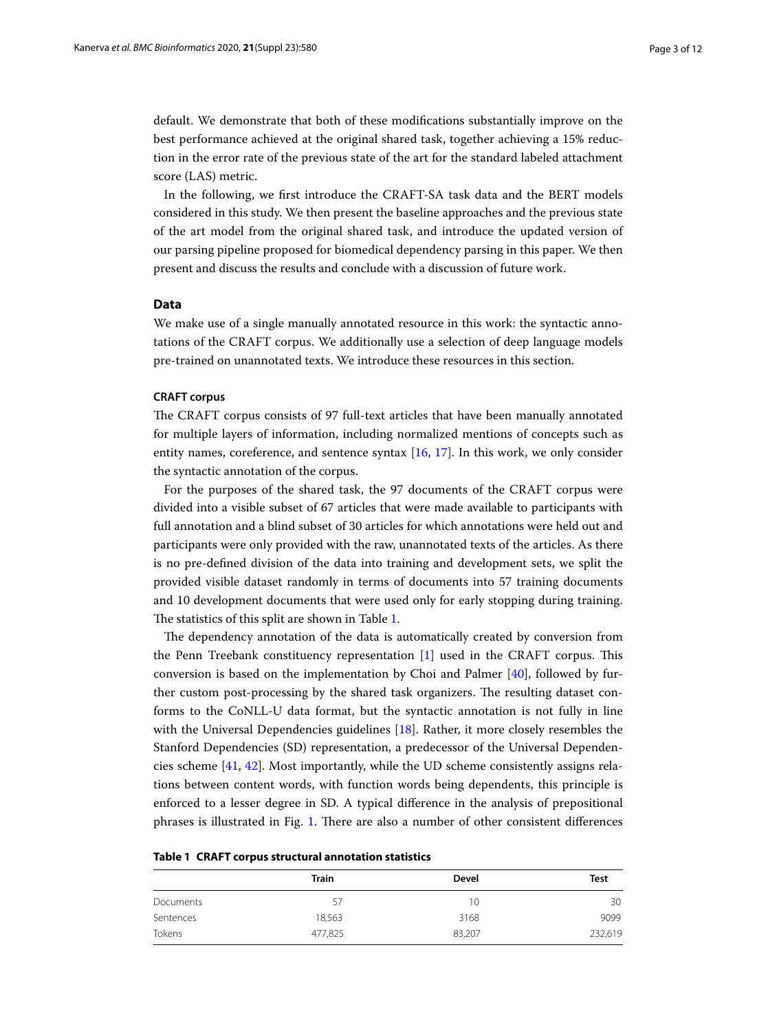default. We demonstrate that both of these modifications substantially improve on the best performance achieved at the original shared task, together achieving a 15% reduction in the error rate of the previous state of the art for the standard labeled attachment score (LAS) metric.

In the following, we first introduce the CRAFT-SA task data and the BERT models considered in this study. We then present the baseline approaches and the previous state of the art model from the original shared task, and introduce the updated version of our parsing pipeline proposed for biomedical dependency parsing in this paper. We then present and discuss the results and conclude with a discussion of future work.

## Data

We make use of a single manually annotated resource in this work: the syntactic annotations of the CRAFT corpus. We additionally use a selection of deep language models pre-trained on unannotated texts. We introduce these resources in this section.

### CRAFT corpus

The CRAFT corpus consists of 97 full-text articles that have been manually annotated for multiple layers of information, including normalized mentions of concepts such as entity names, coreference, and sentence syntax [16, 17]. In this work, we only consider the syntactic annotation of the corpus.

For the purposes of the shared task, the 97 documents of the CRAFT corpus were divided into a visible subset of 67 articles that were made available to participants with full annotation and a blind subset of 30 articles for which annotations were held out and participants were only provided with the raw, unannotated texts of the articles. As there is no pre-defined division of the data into training and development sets, we split the provided visible dataset randomly in terms of documents into 57 training documents and 10 development documents that were used only for early stopping during training. The statistics of this split are shown in Table 1.

The dependency annotation of the data is automatically created by conversion from the Penn Treebank constituency representation [1] used in the CRAFT corpus. This conversion is based on the implementation by Choi and Palmer [40], followed by further custom post-processing by the shared task organizers. The resulting dataset conforms to the CoNLL-U data format, but the syntactic annotation is not fully in line with the Universal Dependencies guidelines [18]. Rather, it more closely resembles the Stanford Dependencies (SD) representation, a predecessor of the Universal Dependencies scheme [41, 42]. Most importantly, while the UD scheme consistently assigns relations between content words, with function words being dependents, this principle is enforced to a lesser degree in SD. A typical difference in the analysis of prepositional phrases is illustrated in Fig. 1. There are also a number of other consistent differences

**Table 1 CRAFT corpus structural annotation statistics**

| | Train | Devel | Test |
|---|---|---|---|
| Documents | 57 | 10 | 30 |
| Sentences | 18,563 | 3168 | 9099 |
| Tokens | 477,825 | 83,207 | 232,619 |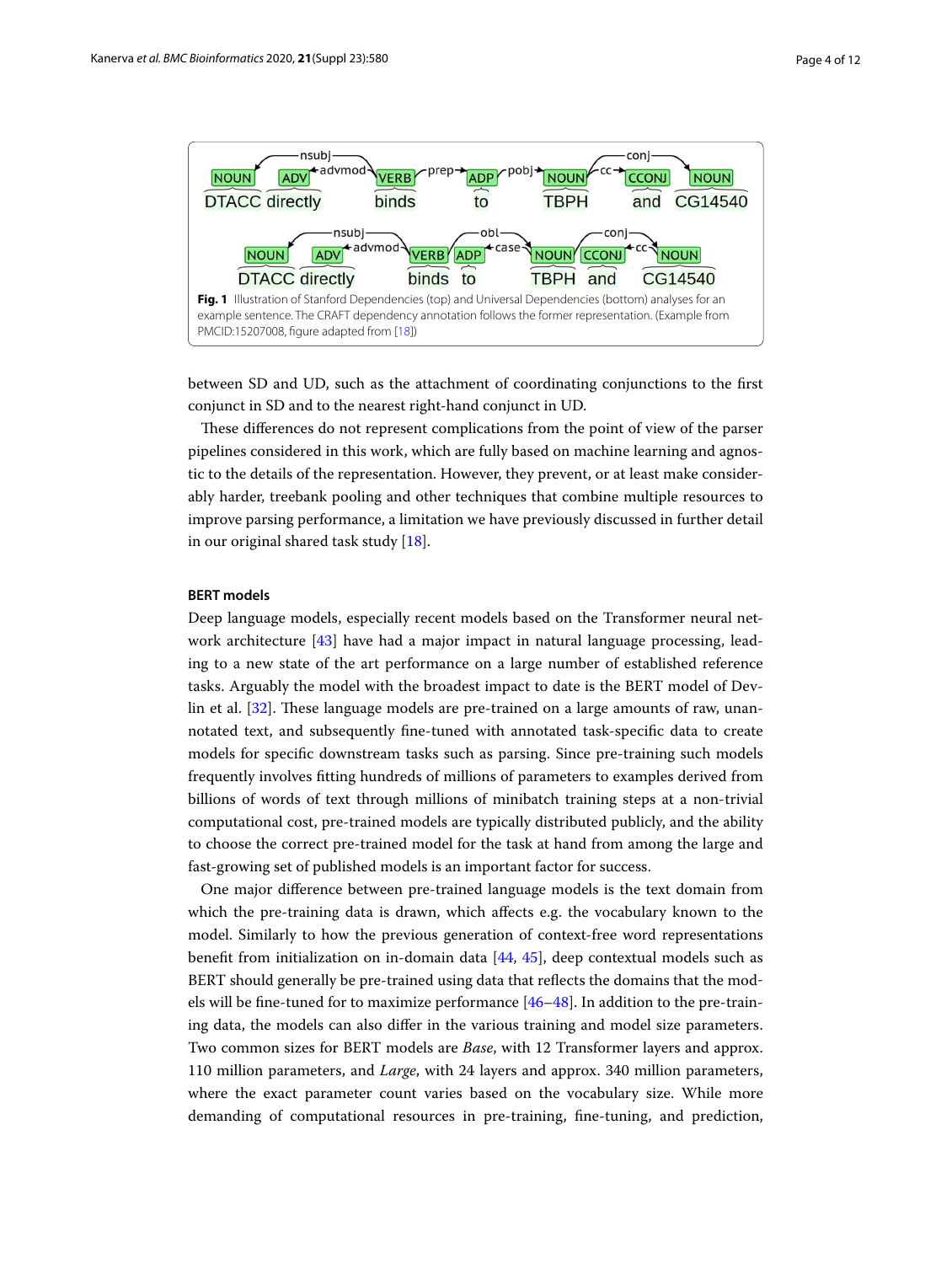Fig. 1 Illustration of Stanford Dependencies (top) and Universal Dependencies (bottom) analyses for an example sentence. The CRAFT dependency annotation follows the former representation. (Example from PMCID:15207008, figure adapted from [18])

between SD and UD, such as the attachment of coordinating conjunctions to the first conjunct in SD and to the nearest right-hand conjunct in UD.

These differences do not represent complications from the point of view of the parser pipelines considered in this work, which are fully based on machine learning and agnostic to the details of the representation. However, they prevent, or at least make considerably harder, treebank pooling and other techniques that combine multiple resources to improve parsing performance, a limitation we have previously discussed in further detail in our original shared task study [18].

### BERT models

Deep language models, especially recent models based on the Transformer neural network architecture [43] have had a major impact in natural language processing, leading to a new state of the art performance on a large number of established reference tasks. Arguably the model with the broadest impact to date is the BERT model of Devlin et al. [32]. These language models are pre-trained on a large amounts of raw, unannotated text, and subsequently fine-tuned with annotated task-specific data to create models for specific downstream tasks such as parsing. Since pre-training such models frequently involves fitting hundreds of millions of parameters to examples derived from billions of words of text through millions of minibatch training steps at a non-trivial computational cost, pre-trained models are typically distributed publicly, and the ability to choose the correct pre-trained model for the task at hand from among the large and fast-growing set of published models is an important factor for success.

One major difference between pre-trained language models is the text domain from which the pre-training data is drawn, which affects e.g. the vocabulary known to the model. Similarly to how the previous generation of context-free word representations benefit from initialization on in-domain data [44, 45], deep contextual models such as BERT should generally be pre-trained using data that reflects the domains that the models will be fine-tuned for to maximize performance [46–48]. In addition to the pre-training data, the models can also differ in the various training and model size parameters. Two common sizes for BERT models are *Base*, with 12 Transformer layers and approx. 110 million parameters, and *Large*, with 24 layers and approx. 340 million parameters, where the exact parameter count varies based on the vocabulary size. While more demanding of computational resources in pre-training, fine-tuning, and prediction,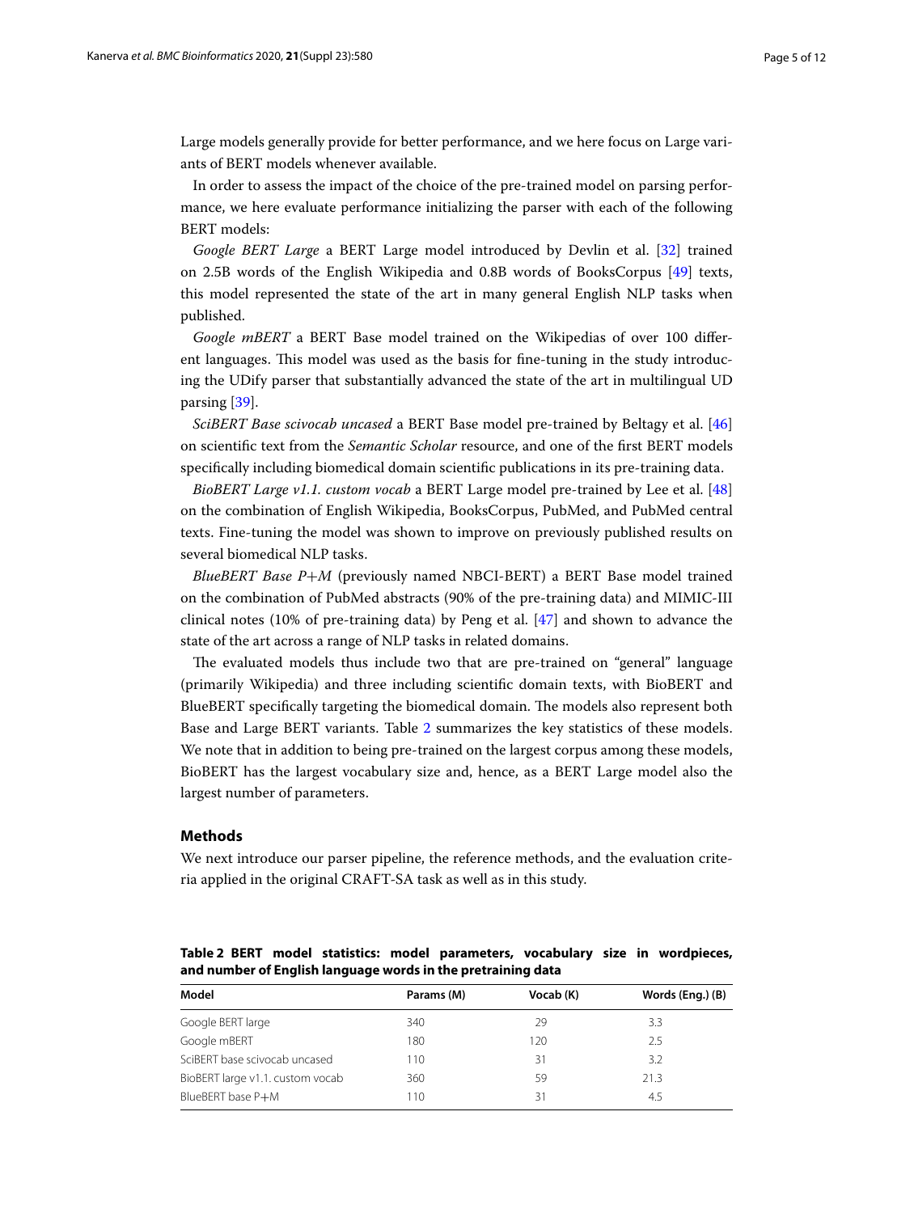Large models generally provide for better performance, and we here focus on Large variants of BERT models whenever available.

In order to assess the impact of the choice of the pre-trained model on parsing performance, we here evaluate performance initializing the parser with each of the following BERT models:

*Google BERT Large* a BERT Large model introduced by Devlin et al. [32] trained on 2.5B words of the English Wikipedia and 0.8B words of BooksCorpus [49] texts, this model represented the state of the art in many general English NLP tasks when published.

*Google mBERT* a BERT Base model trained on the Wikipedias of over 100 different languages. This model was used as the basis for fine-tuning in the study introducing the UDify parser that substantially advanced the state of the art in multilingual UD parsing [39].

*SciBERT Base scivocab uncased* a BERT Base model pre-trained by Beltagy et al. [46] on scientific text from the *Semantic Scholar* resource, and one of the first BERT models specifically including biomedical domain scientific publications in its pre-training data.

*BioBERT Large v1.1. custom vocab* a BERT Large model pre-trained by Lee et al. [48] on the combination of English Wikipedia, BooksCorpus, PubMed, and PubMed central texts. Fine-tuning the model was shown to improve on previously published results on several biomedical NLP tasks.

*BlueBERT Base P+M* (previously named NBCI-BERT) a BERT Base model trained on the combination of PubMed abstracts (90% of the pre-training data) and MIMIC-III clinical notes (10% of pre-training data) by Peng et al. [47] and shown to advance the state of the art across a range of NLP tasks in related domains.

The evaluated models thus include two that are pre-trained on "general" language (primarily Wikipedia) and three including scientific domain texts, with BioBERT and BlueBERT specifically targeting the biomedical domain. The models also represent both Base and Large BERT variants. Table 2 summarizes the key statistics of these models. We note that in addition to being pre-trained on the largest corpus among these models, BioBERT has the largest vocabulary size and, hence, as a BERT Large model also the largest number of parameters.

## Methods

We next introduce our parser pipeline, the reference methods, and the evaluation criteria applied in the original CRAFT-SA task as well as in this study.

**Table 2 BERT model statistics: model parameters, vocabulary size in wordpieces, and number of English language words in the pretraining data**

| Model | Params (M) | Vocab (K) | Words (Eng.) (B) |
|---|---|---|---|
| Google BERT large | 340 | 29 | 3.3 |
| Google mBERT | 180 | 120 | 2.5 |
| SciBERT base scivocab uncased | 110 | 31 | 3.2 |
| BioBERT large v1.1. custom vocab | 360 | 59 | 21.3 |
| BlueBERT base P+M | 110 | 31 | 4.5 |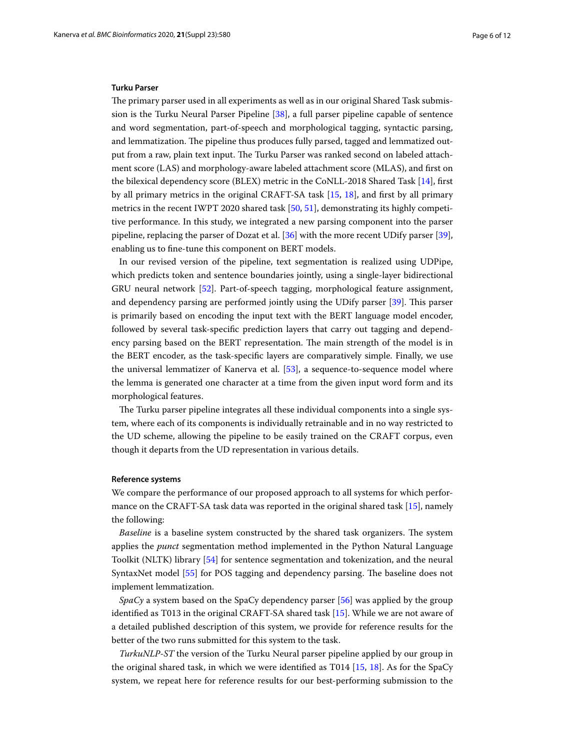### Turku Parser

The primary parser used in all experiments as well as in our original Shared Task submission is the Turku Neural Parser Pipeline [38], a full parser pipeline capable of sentence and word segmentation, part-of-speech and morphological tagging, syntactic parsing, and lemmatization. The pipeline thus produces fully parsed, tagged and lemmatized output from a raw, plain text input. The Turku Parser was ranked second on labeled attachment score (LAS) and morphology-aware labeled attachment score (MLAS), and first on the bilexical dependency score (BLEX) metric in the CoNLL-2018 Shared Task [14], first by all primary metrics in the original CRAFT-SA task [15, 18], and first by all primary metrics in the recent IWPT 2020 shared task [50, 51], demonstrating its highly competitive performance. In this study, we integrated a new parsing component into the parser pipeline, replacing the parser of Dozat et al. [36] with the more recent UDify parser [39], enabling us to fine-tune this component on BERT models.

In our revised version of the pipeline, text segmentation is realized using UDPipe, which predicts token and sentence boundaries jointly, using a single-layer bidirectional GRU neural network [52]. Part-of-speech tagging, morphological feature assignment, and dependency parsing are performed jointly using the UDify parser [39]. This parser is primarily based on encoding the input text with the BERT language model encoder, followed by several task-specific prediction layers that carry out tagging and dependency parsing based on the BERT representation. The main strength of the model is in the BERT encoder, as the task-specific layers are comparatively simple. Finally, we use the universal lemmatizer of Kanerva et al. [53], a sequence-to-sequence model where the lemma is generated one character at a time from the given input word form and its morphological features.

The Turku parser pipeline integrates all these individual components into a single system, where each of its components is individually retrainable and in no way restricted to the UD scheme, allowing the pipeline to be easily trained on the CRAFT corpus, even though it departs from the UD representation in various details.

### Reference systems

We compare the performance of our proposed approach to all systems for which performance on the CRAFT-SA task data was reported in the original shared task [15], namely the following:

*Baseline* is a baseline system constructed by the shared task organizers. The system applies the *punct* segmentation method implemented in the Python Natural Language Toolkit (NLTK) library [54] for sentence segmentation and tokenization, and the neural SyntaxNet model [55] for POS tagging and dependency parsing. The baseline does not implement lemmatization.

*SpaCy* a system based on the SpaCy dependency parser [56] was applied by the group identified as T013 in the original CRAFT-SA shared task [15]. While we are not aware of a detailed published description of this system, we provide for reference results for the better of the two runs submitted for this system to the task.

*TurkuNLP-ST* the version of the Turku Neural parser pipeline applied by our group in the original shared task, in which we were identified as T014 [15, 18]. As for the SpaCy system, we repeat here for reference results for our best-performing submission to the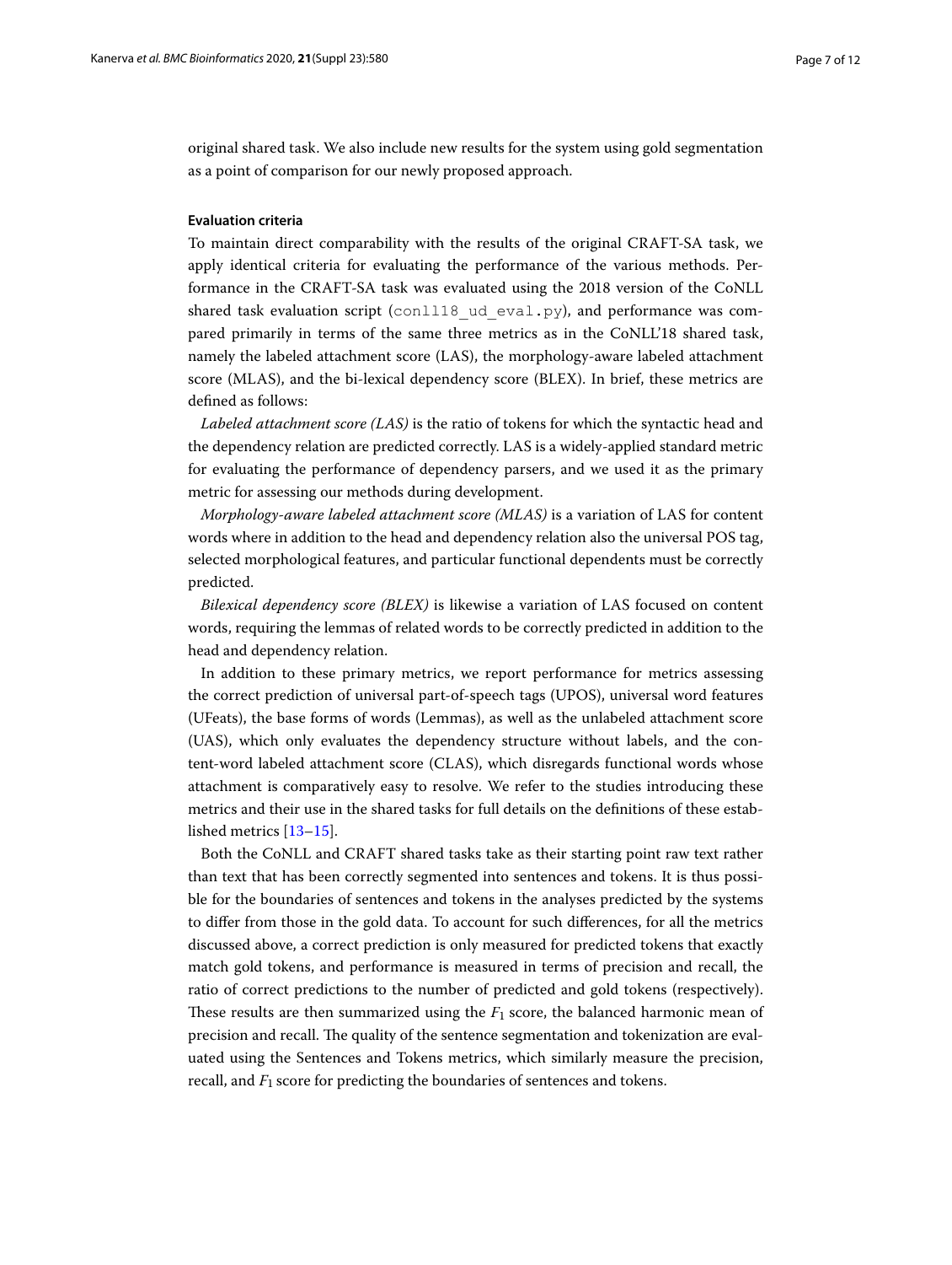original shared task. We also include new results for the system using gold segmentation as a point of comparison for our newly proposed approach.

### Evaluation criteria

To maintain direct comparability with the results of the original CRAFT-SA task, we apply identical criteria for evaluating the performance of the various methods. Performance in the CRAFT-SA task was evaluated using the 2018 version of the CoNLL shared task evaluation script (`conll18_ud_eval.py`), and performance was compared primarily in terms of the same three metrics as in the CoNLL'18 shared task, namely the labeled attachment score (LAS), the morphology-aware labeled attachment score (MLAS), and the bi-lexical dependency score (BLEX). In brief, these metrics are defined as follows:

*Labeled attachment score (LAS)* is the ratio of tokens for which the syntactic head and the dependency relation are predicted correctly. LAS is a widely-applied standard metric for evaluating the performance of dependency parsers, and we used it as the primary metric for assessing our methods during development.

*Morphology-aware labeled attachment score (MLAS)* is a variation of LAS for content words where in addition to the head and dependency relation also the universal POS tag, selected morphological features, and particular functional dependents must be correctly predicted.

*Bilexical dependency score (BLEX)* is likewise a variation of LAS focused on content words, requiring the lemmas of related words to be correctly predicted in addition to the head and dependency relation.

In addition to these primary metrics, we report performance for metrics assessing the correct prediction of universal part-of-speech tags (UPOS), universal word features (UFeats), the base forms of words (Lemmas), as well as the unlabeled attachment score (UAS), which only evaluates the dependency structure without labels, and the content-word labeled attachment score (CLAS), which disregards functional words whose attachment is comparatively easy to resolve. We refer to the studies introducing these metrics and their use in the shared tasks for full details on the definitions of these established metrics [13–15].

Both the CoNLL and CRAFT shared tasks take as their starting point raw text rather than text that has been correctly segmented into sentences and tokens. It is thus possible for the boundaries of sentences and tokens in the analyses predicted by the systems to differ from those in the gold data. To account for such differences, for all the metrics discussed above, a correct prediction is only measured for predicted tokens that exactly match gold tokens, and performance is measured in terms of precision and recall, the ratio of correct predictions to the number of predicted and gold tokens (respectively). These results are then summarized using the $F_1$ score, the balanced harmonic mean of precision and recall. The quality of the sentence segmentation and tokenization are evaluated using the Sentences and Tokens metrics, which similarly measure the precision, recall, and $F_1$ score for predicting the boundaries of sentences and tokens.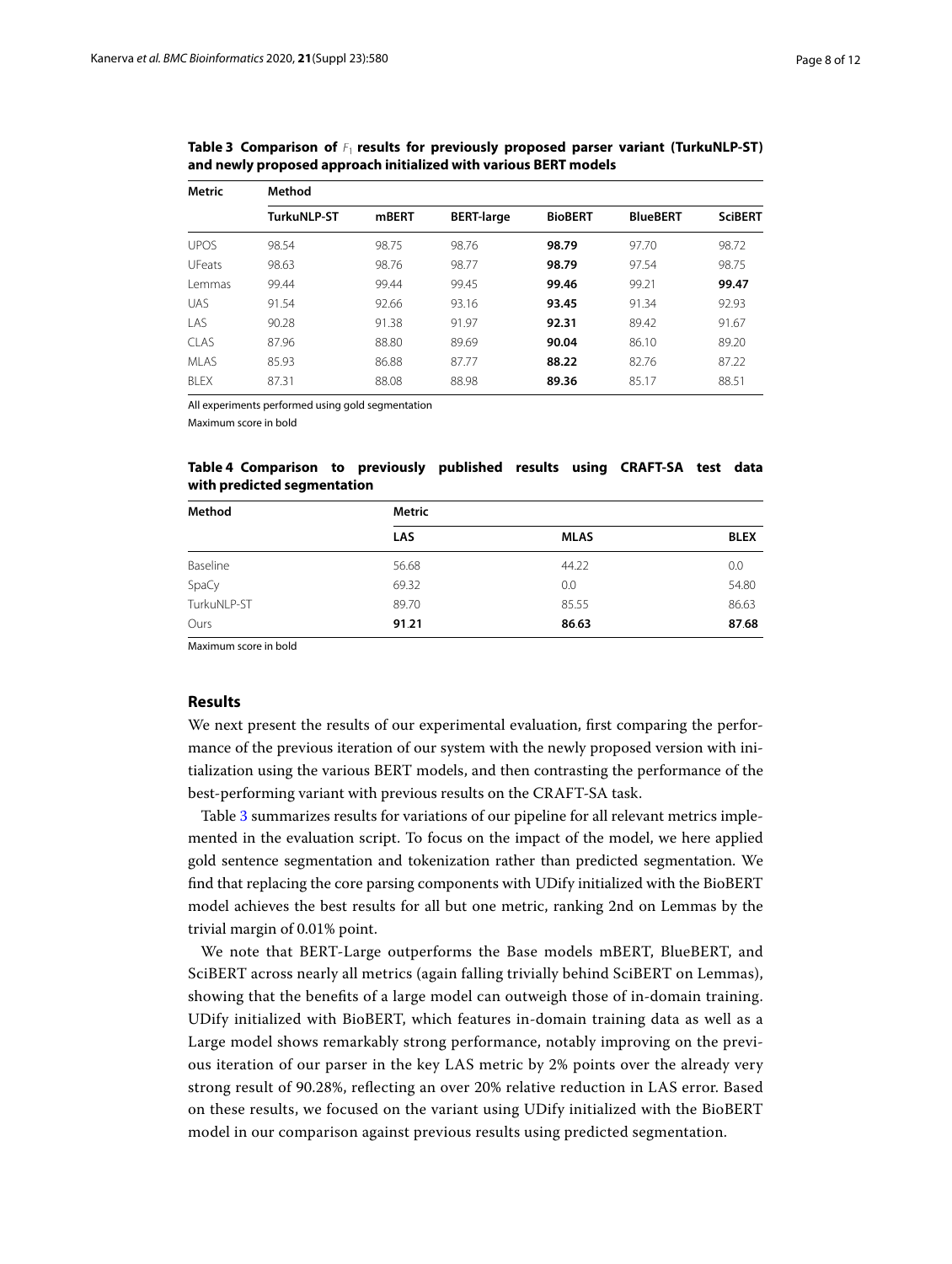**Table 3 Comparison of $F_1$ results for previously proposed parser variant (TurkuNLP-ST) and newly proposed approach initialized with various BERT models**

| Metric | Method | | | | | |
|---|---|---|---|---|---|---|
| | TurkuNLP-ST | mBERT | BERT-large | BioBERT | BlueBERT | SciBERT |
| UPOS | 98.54 | 98.75 | 98.76 | **98.79** | 97.70 | 98.72 |
| UFeats | 98.63 | 98.76 | 98.77 | **98.79** | 97.54 | 98.75 |
| Lemmas | 99.44 | 99.44 | 99.45 | **99.46** | 99.21 | **99.47** |
| UAS | 91.54 | 92.66 | 93.16 | **93.45** | 91.34 | 92.93 |
| LAS | 90.28 | 91.38 | 91.97 | **92.31** | 89.42 | 91.67 |
| CLAS | 87.96 | 88.80 | 89.69 | **90.04** | 86.10 | 89.20 |
| MLAS | 85.93 | 86.88 | 87.77 | **88.22** | 82.76 | 87.22 |
| BLEX | 87.31 | 88.08 | 88.98 | **89.36** | 85.17 | 88.51 |

All experiments performed using gold segmentation

Maximum score in bold

**Table 4 Comparison to previously published results using CRAFT-SA test data with predicted segmentation**

| Method | Metric | | |
|---|---|---|---|
| | LAS | MLAS | BLEX |
| Baseline | 56.68 | 44.22 | 0.0 |
| SpaCy | 69.32 | 0.0 | 54.80 |
| TurkuNLP-ST | 89.70 | 85.55 | 86.63 |
| Ours | **91.21** | **86.63** | **87.68** |

Maximum score in bold

## Results

We next present the results of our experimental evaluation, first comparing the performance of the previous iteration of our system with the newly proposed version with initialization using the various BERT models, and then contrasting the performance of the best-performing variant with previous results on the CRAFT-SA task.

Table 3 summarizes results for variations of our pipeline for all relevant metrics implemented in the evaluation script. To focus on the impact of the model, we here applied gold sentence segmentation and tokenization rather than predicted segmentation. We find that replacing the core parsing components with UDify initialized with the BioBERT model achieves the best results for all but one metric, ranking 2nd on Lemmas by the trivial margin of 0.01% point.

We note that BERT-Large outperforms the Base models mBERT, BlueBERT, and SciBERT across nearly all metrics (again falling trivially behind SciBERT on Lemmas), showing that the benefits of a large model can outweigh those of in-domain training. UDify initialized with BioBERT, which features in-domain training data as well as a Large model shows remarkably strong performance, notably improving on the previous iteration of our parser in the key LAS metric by 2% points over the already very strong result of 90.28%, reflecting an over 20% relative reduction in LAS error. Based on these results, we focused on the variant using UDify initialized with the BioBERT model in our comparison against previous results using predicted segmentation.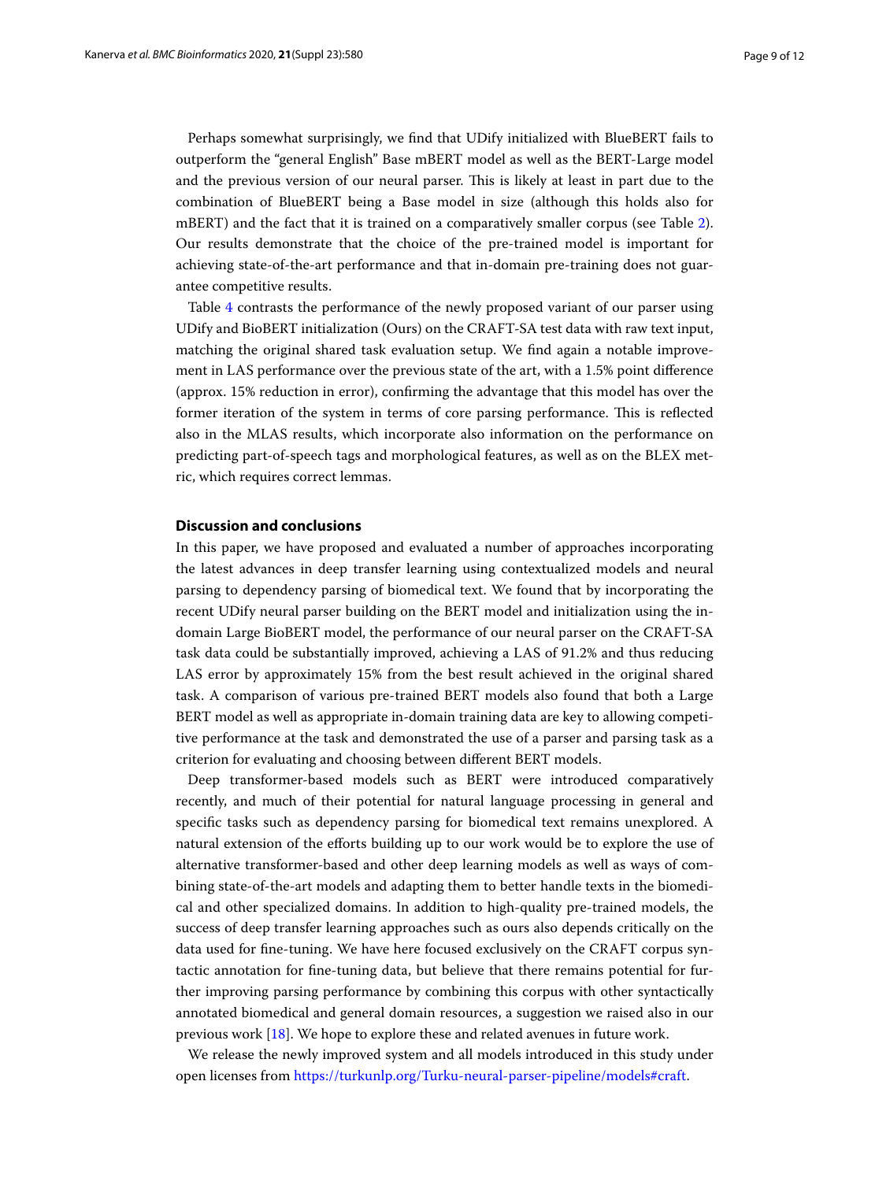Perhaps somewhat surprisingly, we find that UDify initialized with BlueBERT fails to outperform the "general English" Base mBERT model as well as the BERT-Large model and the previous version of our neural parser. This is likely at least in part due to the combination of BlueBERT being a Base model in size (although this holds also for mBERT) and the fact that it is trained on a comparatively smaller corpus (see Table 2). Our results demonstrate that the choice of the pre-trained model is important for achieving state-of-the-art performance and that in-domain pre-training does not guarantee competitive results.

Table 4 contrasts the performance of the newly proposed variant of our parser using UDify and BioBERT initialization (Ours) on the CRAFT-SA test data with raw text input, matching the original shared task evaluation setup. We find again a notable improvement in LAS performance over the previous state of the art, with a 1.5% point difference (approx. 15% reduction in error), confirming the advantage that this model has over the former iteration of the system in terms of core parsing performance. This is reflected also in the MLAS results, which incorporate also information on the performance on predicting part-of-speech tags and morphological features, as well as on the BLEX metric, which requires correct lemmas.

## Discussion and conclusions

In this paper, we have proposed and evaluated a number of approaches incorporating the latest advances in deep transfer learning using contextualized models and neural parsing to dependency parsing of biomedical text. We found that by incorporating the recent UDify neural parser building on the BERT model and initialization using the in-domain Large BioBERT model, the performance of our neural parser on the CRAFT-SA task data could be substantially improved, achieving a LAS of 91.2% and thus reducing LAS error by approximately 15% from the best result achieved in the original shared task. A comparison of various pre-trained BERT models also found that both a Large BERT model as well as appropriate in-domain training data are key to allowing competitive performance at the task and demonstrated the use of a parser and parsing task as a criterion for evaluating and choosing between different BERT models.

Deep transformer-based models such as BERT were introduced comparatively recently, and much of their potential for natural language processing in general and specific tasks such as dependency parsing for biomedical text remains unexplored. A natural extension of the efforts building up to our work would be to explore the use of alternative transformer-based and other deep learning models as well as ways of combining state-of-the-art models and adapting them to better handle texts in the biomedical and other specialized domains. In addition to high-quality pre-trained models, the success of deep transfer learning approaches such as ours also depends critically on the data used for fine-tuning. We have here focused exclusively on the CRAFT corpus syntactic annotation for fine-tuning data, but believe that there remains potential for further improving parsing performance by combining this corpus with other syntactically annotated biomedical and general domain resources, a suggestion we raised also in our previous work [18]. We hope to explore these and related avenues in future work.

We release the newly improved system and all models introduced in this study under open licenses from https://turkunlp.org/Turku-neural-parser-pipeline/models#craft.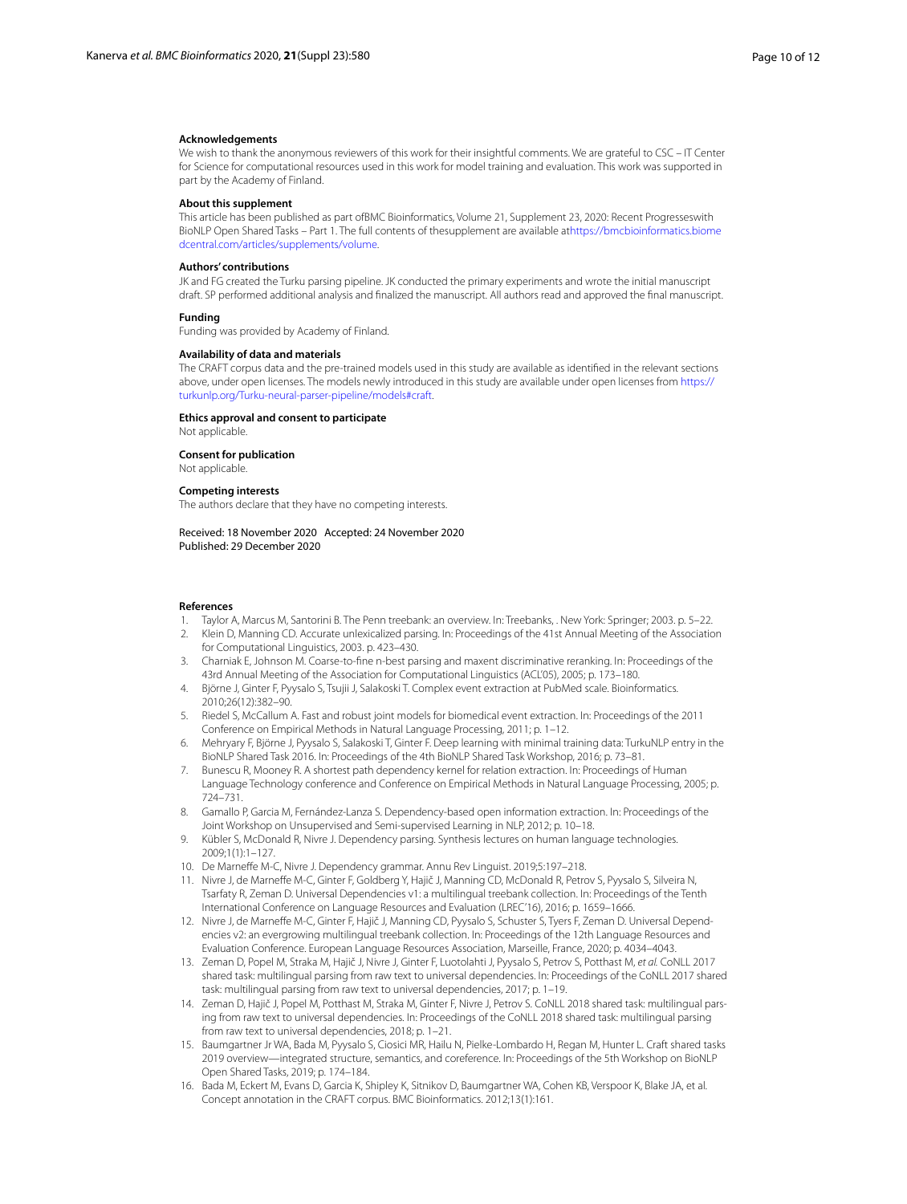#### Acknowledgements

We wish to thank the anonymous reviewers of this work for their insightful comments. We are grateful to CSC – IT Center for Science for computational resources used in this work for model training and evaluation. This work was supported in part by the Academy of Finland.

#### About this supplement

This article has been published as part ofBMC Bioinformatics, Volume 21, Supplement 23, 2020: Recent Progresseswith BioNLP Open Shared Tasks – Part 1. The full contents of thesupplement are available athttps://bmcbioinformatics.biomedcentral.com/articles/supplements/volume.

#### Authors' contributions

JK and FG created the Turku parsing pipeline. JK conducted the primary experiments and wrote the initial manuscript draft. SP performed additional analysis and finalized the manuscript. All authors read and approved the final manuscript.

#### Funding

Funding was provided by Academy of Finland.

#### Availability of data and materials

The CRAFT corpus data and the pre-trained models used in this study are available as identified in the relevant sections above, under open licenses. The models newly introduced in this study are available under open licenses from https://turkunlp.org/Turku-neural-parser-pipeline/models#craft.

#### Ethics approval and consent to participate

Not applicable.

#### Consent for publication

Not applicable.

#### Competing interests

The authors declare that they have no competing interests.

Received: 18 November 2020 Accepted: 24 November 2020
Published: 29 December 2020

#### References

1. Taylor A, Marcus M, Santorini B. The Penn treebank: an overview. In: Treebanks, . New York: Springer; 2003. p. 5–22.
2. Klein D, Manning CD. Accurate unlexicalized parsing. In: Proceedings of the 41st Annual Meeting of the Association for Computational Linguistics, 2003. p. 423–430.
3. Charniak E, Johnson M. Coarse-to-fine n-best parsing and maxent discriminative reranking. In: Proceedings of the 43rd Annual Meeting of the Association for Computational Linguistics (ACL'05), 2005; p. 173–180.
4. Björne J, Ginter F, Pyysalo S, Tsujii J, Salakoski T. Complex event extraction at PubMed scale. Bioinformatics. 2010;26(12):382–90.
5. Riedel S, McCallum A. Fast and robust joint models for biomedical event extraction. In: Proceedings of the 2011 Conference on Empirical Methods in Natural Language Processing, 2011; p. 1–12.
6. Mehryary F, Björne J, Pyysalo S, Salakoski T, Ginter F. Deep learning with minimal training data: TurkuNLP entry in the BioNLP Shared Task 2016. In: Proceedings of the 4th BioNLP Shared Task Workshop, 2016; p. 73–81.
7. Bunescu R, Mooney R. A shortest path dependency kernel for relation extraction. In: Proceedings of Human Language Technology conference and Conference on Empirical Methods in Natural Language Processing, 2005; p. 724–731.
8. Gamallo P, Garcia M, Fernández-Lanza S. Dependency-based open information extraction. In: Proceedings of the Joint Workshop on Unsupervised and Semi-supervised Learning in NLP, 2012; p. 10–18.
9. Kübler S, McDonald R, Nivre J. Dependency parsing. Synthesis lectures on human language technologies. 2009;1(1):1–127.
10. De Marneffe M-C, Nivre J. Dependency grammar. Annu Rev Linguist. 2019;5:197–218.
11. Nivre J, de Marneffe M-C, Ginter F, Goldberg Y, Hajič J, Manning CD, McDonald R, Petrov S, Pyysalo S, Silveira N, Tsarfaty R, Zeman D. Universal Dependencies v1: a multilingual treebank collection. In: Proceedings of the Tenth International Conference on Language Resources and Evaluation (LREC'16), 2016; p. 1659–1666.
12. Nivre J, de Marneffe M-C, Ginter F, Hajič J, Manning CD, Pyysalo S, Schuster S, Tyers F, Zeman D. Universal Dependencies v2: an evergrowing multilingual treebank collection. In: Proceedings of the 12th Language Resources and Evaluation Conference. European Language Resources Association, Marseille, France, 2020; p. 4034–4043.
13. Zeman D, Popel M, Straka M, Hajič J, Nivre J, Ginter F, Luotolahti J, Pyysalo S, Petrov S, Potthast M, *et al.* CoNLL 2017 shared task: multilingual parsing from raw text to universal dependencies. In: Proceedings of the CoNLL 2017 shared task: multilingual parsing from raw text to universal dependencies, 2017; p. 1–19.
14. Zeman D, Hajič J, Popel M, Potthast M, Straka M, Ginter F, Nivre J, Petrov S. CoNLL 2018 shared task: multilingual parsing from raw text to universal dependencies. In: Proceedings of the CoNLL 2018 shared task: multilingual parsing from raw text to universal dependencies, 2018; p. 1–21.
15. Baumgartner Jr WA, Bada M, Pyysalo S, Ciosici MR, Hailu N, Pielke-Lombardo H, Regan M, Hunter L. Craft shared tasks 2019 overview—integrated structure, semantics, and coreference. In: Proceedings of the 5th Workshop on BioNLP Open Shared Tasks, 2019; p. 174–184.
16. Bada M, Eckert M, Evans D, Garcia K, Shipley K, Sitnikov D, Baumgartner WA, Cohen KB, Verspoor K, Blake JA, et al. Concept annotation in the CRAFT corpus. BMC Bioinformatics. 2012;13(1):161.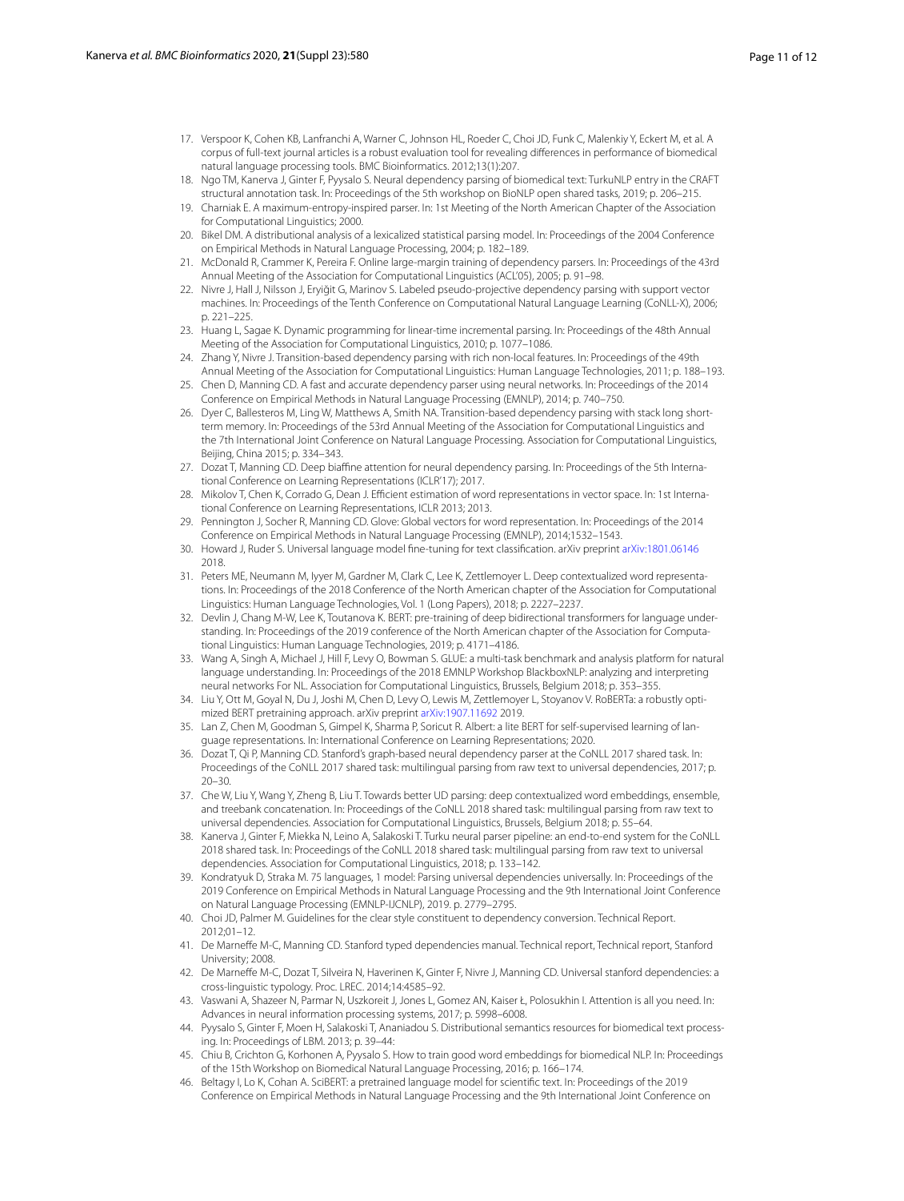17. Verspoor K, Cohen KB, Lanfranchi A, Warner C, Johnson HL, Roeder C, Choi JD, Funk C, Malenkiy Y, Eckert M, et al. A corpus of full-text journal articles is a robust evaluation tool for revealing differences in performance of biomedical natural language processing tools. BMC Bioinformatics. 2012;13(1):207.
18. Ngo TM, Kanerva J, Ginter F, Pyysalo S. Neural dependency parsing of biomedical text: TurkuNLP entry in the CRAFT structural annotation task. In: Proceedings of the 5th workshop on BioNLP open shared tasks, 2019; p. 206–215.
19. Charniak E. A maximum-entropy-inspired parser. In: 1st Meeting of the North American Chapter of the Association for Computational Linguistics; 2000.
20. Bikel DM. A distributional analysis of a lexicalized statistical parsing model. In: Proceedings of the 2004 Conference on Empirical Methods in Natural Language Processing, 2004; p. 182–189.
21. McDonald R, Crammer K, Pereira F. Online large-margin training of dependency parsers. In: Proceedings of the 43rd Annual Meeting of the Association for Computational Linguistics (ACL'05), 2005; p. 91–98.
22. Nivre J, Hall J, Nilsson J, Eryiğit G, Marinov S. Labeled pseudo-projective dependency parsing with support vector machines. In: Proceedings of the Tenth Conference on Computational Natural Language Learning (CoNLL-X), 2006; p. 221–225.
23. Huang L, Sagae K. Dynamic programming for linear-time incremental parsing. In: Proceedings of the 48th Annual Meeting of the Association for Computational Linguistics, 2010; p. 1077–1086.
24. Zhang Y, Nivre J. Transition-based dependency parsing with rich non-local features. In: Proceedings of the 49th Annual Meeting of the Association for Computational Linguistics: Human Language Technologies, 2011; p. 188–193.
25. Chen D, Manning CD. A fast and accurate dependency parser using neural networks. In: Proceedings of the 2014 Conference on Empirical Methods in Natural Language Processing (EMNLP), 2014; p. 740–750.
26. Dyer C, Ballesteros M, Ling W, Matthews A, Smith NA. Transition-based dependency parsing with stack long short-term memory. In: Proceedings of the 53rd Annual Meeting of the Association for Computational Linguistics and the 7th International Joint Conference on Natural Language Processing. Association for Computational Linguistics, Beijing, China 2015; p. 334–343.
27. Dozat T, Manning CD. Deep biaffine attention for neural dependency parsing. In: Proceedings of the 5th International Conference on Learning Representations (ICLR'17); 2017.
28. Mikolov T, Chen K, Corrado G, Dean J. Efficient estimation of word representations in vector space. In: 1st International Conference on Learning Representations, ICLR 2013; 2013.
29. Pennington J, Socher R, Manning CD. Glove: Global vectors for word representation. In: Proceedings of the 2014 Conference on Empirical Methods in Natural Language Processing (EMNLP), 2014;1532–1543.
30. Howard J, Ruder S. Universal language model fine-tuning for text classification. arXiv preprint arXiv:1801.06146 2018.
31. Peters ME, Neumann M, Iyyer M, Gardner M, Clark C, Lee K, Zettlemoyer L. Deep contextualized word representations. In: Proceedings of the 2018 Conference of the North American chapter of the Association for Computational Linguistics: Human Language Technologies, Vol. 1 (Long Papers), 2018; p. 2227–2237.
32. Devlin J, Chang M-W, Lee K, Toutanova K. BERT: pre-training of deep bidirectional transformers for language understanding. In: Proceedings of the 2019 conference of the North American chapter of the Association for Computational Linguistics: Human Language Technologies, 2019; p. 4171–4186.
33. Wang A, Singh A, Michael J, Hill F, Levy O, Bowman S. GLUE: a multi-task benchmark and analysis platform for natural language understanding. In: Proceedings of the 2018 EMNLP Workshop BlackboxNLP: analyzing and interpreting neural networks For NL. Association for Computational Linguistics, Brussels, Belgium 2018; p. 353–355.
34. Liu Y, Ott M, Goyal N, Du J, Joshi M, Chen D, Levy O, Lewis M, Zettlemoyer L, Stoyanov V. RoBERTa: a robustly optimized BERT pretraining approach. arXiv preprint arXiv:1907.11692 2019.
35. Lan Z, Chen M, Goodman S, Gimpel K, Sharma P, Soricut R. Albert: a lite BERT for self-supervised learning of language representations. In: International Conference on Learning Representations; 2020.
36. Dozat T, Qi P, Manning CD. Stanford's graph-based neural dependency parser at the CoNLL 2017 shared task. In: Proceedings of the CoNLL 2017 shared task: multilingual parsing from raw text to universal dependencies, 2017; p. 20–30.
37. Che W, Liu Y, Wang Y, Zheng B, Liu T. Towards better UD parsing: deep contextualized word embeddings, ensemble, and treebank concatenation. In: Proceedings of the CoNLL 2018 shared task: multilingual parsing from raw text to universal dependencies. Association for Computational Linguistics, Brussels, Belgium 2018; p. 55–64.
38. Kanerva J, Ginter F, Miekka N, Leino A, Salakoski T. Turku neural parser pipeline: an end-to-end system for the CoNLL 2018 shared task. In: Proceedings of the CoNLL 2018 shared task: multilingual parsing from raw text to universal dependencies. Association for Computational Linguistics, 2018; p. 133–142.
39. Kondratyuk D, Straka M. 75 languages, 1 model: Parsing universal dependencies universally. In: Proceedings of the 2019 Conference on Empirical Methods in Natural Language Processing and the 9th International Joint Conference on Natural Language Processing (EMNLP-IJCNLP), 2019. p. 2779–2795.
40. Choi JD, Palmer M. Guidelines for the clear style constituent to dependency conversion. Technical Report. 2012;01–12.
41. De Marneffe M-C, Manning CD. Stanford typed dependencies manual. Technical report, Technical report, Stanford University; 2008.
42. De Marneffe M-C, Dozat T, Silveira N, Haverinen K, Ginter F, Nivre J, Manning CD. Universal stanford dependencies: a cross-linguistic typology. Proc. LREC. 2014;14:4585–92.
43. Vaswani A, Shazeer N, Parmar N, Uszkoreit J, Jones L, Gomez AN, Kaiser Ł, Polosukhin I. Attention is all you need. In: Advances in neural information processing systems, 2017; p. 5998–6008.
44. Pyysalo S, Ginter F, Moen H, Salakoski T, Ananiadou S. Distributional semantics resources for biomedical text processing. In: Proceedings of LBM. 2013; p. 39–44:
45. Chiu B, Crichton G, Korhonen A, Pyysalo S. How to train good word embeddings for biomedical NLP. In: Proceedings of the 15th Workshop on Biomedical Natural Language Processing, 2016; p. 166–174.
46. Beltagy I, Lo K, Cohan A. SciBERT: a pretrained language model for scientific text. In: Proceedings of the 2019 Conference on Empirical Methods in Natural Language Processing and the 9th International Joint Conference on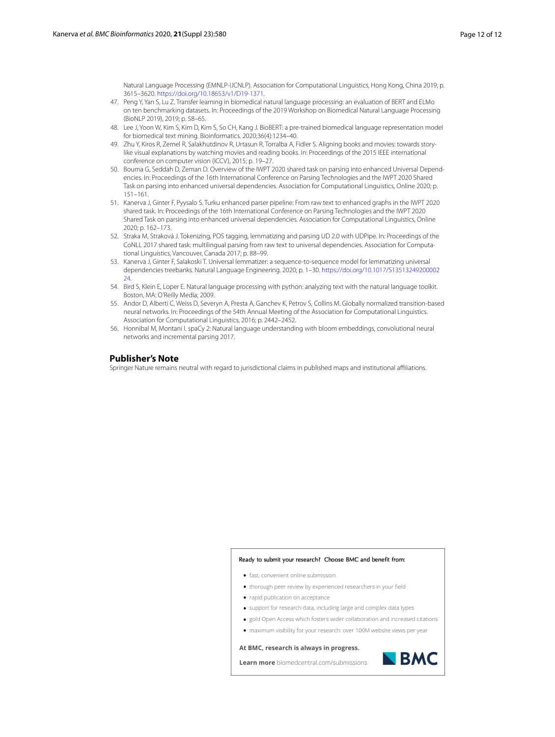Natural Language Processing (EMNLP-IJCNLP). Association for Computational Linguistics, Hong Kong, China 2019; p. 3615–3620. https://doi.org/10.18653/v1/D19-1371.

47. Peng Y, Yan S, Lu Z. Transfer learning in biomedical natural language processing: an evaluation of BERT and ELMo on ten benchmarking datasets. In: Proceedings of the 2019 Workshop on Biomedical Natural Language Processing (BioNLP 2019), 2019; p. 58–65.
48. Lee J, Yoon W, Kim S, Kim D, Kim S, So CH, Kang J. BioBERT: a pre-trained biomedical language representation model for biomedical text mining. Bioinformatics. 2020;36(4):1234–40.
49. Zhu Y, Kiros R, Zemel R, Salakhutdinov R, Urtasun R, Torralba A, Fidler S. Aligning books and movies: towards story-like visual explanations by watching movies and reading books. In: Proceedings of the 2015 IEEE international conference on computer vision (ICCV), 2015; p. 19–27.
50. Bouma G, Seddah D, Zeman D. Overview of the IWPT 2020 shared task on parsing into enhanced Universal Dependencies. In: Proceedings of the 16th International Conference on Parsing Technologies and the IWPT 2020 Shared Task on parsing into enhanced universal dependencies. Association for Computational Linguistics, Online 2020; p. 151–161.
51. Kanerva J, Ginter F, Pyysalo S. Turku enhanced parser pipeline: From raw text to enhanced graphs in the IWPT 2020 shared task. In: Proceedings of the 16th International Conference on Parsing Technologies and the IWPT 2020 Shared Task on parsing into enhanced universal dependencies. Association for Computational Linguistics, Online 2020; p. 162–173.
52. Straka M, Straková J. Tokenizing, POS tagging, lemmatizing and parsing UD 2.0 with UDPipe. In: Proceedings of the CoNLL 2017 shared task: multilingual parsing from raw text to universal dependencies. Association for Computational Linguistics, Vancouver, Canada 2017; p. 88–99.
53. Kanerva J, Ginter F, Salakoski T. Universal lemmatizer: a sequence-to-sequence model for lemmatizing universal dependencies treebanks. Natural Language Engineering. 2020; p. 1–30. https://doi.org/10.1017/S1351324920000224.
54. Bird S, Klein E, Loper E. Natural language processing with python: analyzing text with the natural language toolkit. Boston, MA: O'Reilly Media; 2009.
55. Andor D, Alberti C, Weiss D, Severyn A, Presta A, Ganchev K, Petrov S, Collins M. Globally normalized transition-based neural networks. In: Proceedings of the 54th Annual Meeting of the Association for Computational Linguistics. Association for Computational Linguistics, 2016; p. 2442–2452.
56. Honnibal M, Montani I. spaCy 2: Natural language understanding with bloom embeddings, convolutional neural networks and incremental parsing 2017.

## Publisher's Note

Springer Nature remains neutral with regard to jurisdictional claims in published maps and institutional affiliations.

Ready to submit your research? Choose BMC and benefit from:

- fast, convenient online submission
- thorough peer review by experienced researchers in your field
- rapid publication on acceptance
- support for research data, including large and complex data types
- gold Open Access which fosters wider collaboration and increased citations
- maximum visibility for your research: over 100M website views per year

**At BMC, research is always in progress.**

**Learn more** biomedcentral.com/submissions

BMC